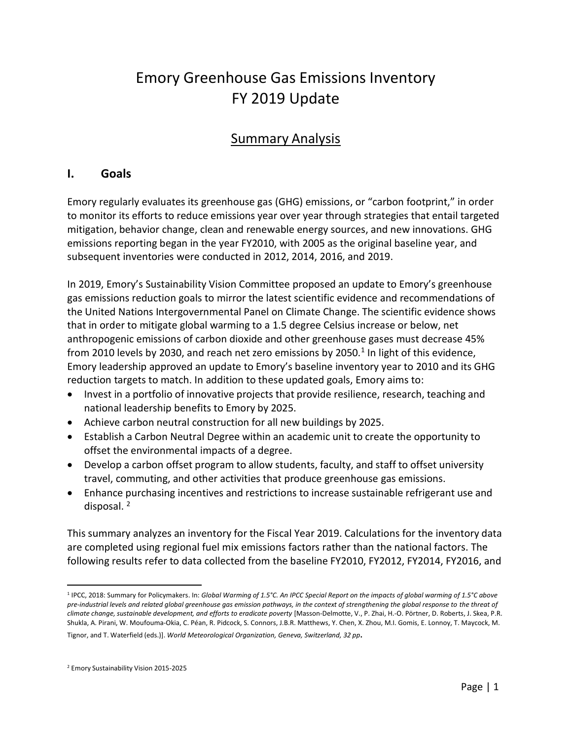# Emory Greenhouse Gas Emissions Inventory FY 2019 Update

## Summary Analysis

### I. Goals

Emory regularly evaluates its greenhouse gas (GHG) emissions, or "carbon footprint," in order to monitor its efforts to reduce emissions year over year through strategies that entail targeted mitigation, behavior change, clean and renewable energy sources, and new innovations. GHG emissions reporting began in the year FY2010, with 2005 as the original baseline year, and subsequent inventories were conducted in 2012, 2014, 2016, and 2019.

In 2019, Emory's Sustainability Vision Committee proposed an update to Emory's greenhouse gas emissions reduction goals to mirror the latest scientific evidence and recommendations of the United Nations Intergovernmental Panel on Climate Change. The scientific evidence shows that in order to mitigate global warming to a 1.5 degree Celsius increase or below, net anthropogenic emissions of carbon dioxide and other greenhouse gases must decrease 45% from 2010 levels by 2030, and reach net zero emissions by 2050.[1] In light of this evidence, Emory leadership approved an update to Emory's baseline inventory year to 2010 and its GHG reduction targets to match. In addition to these updated goals, Emory aims to:

- Invest in a portfolio of innovative projects that provide resilience, research, teaching and national leadership benefits to Emory by 2025.
- Achieve carbon neutral construction for all new buildings by 2025.
- Establish a Carbon Neutral Degree within an academic unit to create the opportunity to offset the environmental impacts of a degree.
- Develop a carbon offset program to allow students, faculty, and staff to offset university travel, commuting, and other activities that produce greenhouse gas emissions.
- Enhance purchasing incentives and restrictions to increase sustainable refrigerant use and disposal. [2]

This summary analyzes an inventory for the Fiscal Year 2019. Calculations for the inventory data are completed using regional fuel mix emissions factors rather than the national factors. The following results refer to data collected from the baseline FY2010, FY2012, FY2014, FY2016, and

---

[1] IPCC, 2018: Summary for Policymakers. In: *Global Warming of 1.5°C. An IPCC Special Report on the impacts of global warming of 1.5°C above pre-industrial levels and related global greenhouse gas emission pathways, in the context of strengthening the global response to the threat of climate change, sustainable development, and efforts to eradicate poverty* [Masson-Delmotte, V., P. Zhai, H.-O. Pörtner, D. Roberts, J. Skea, P.R. Shukla, A. Pirani, W. Moufouma-Okia, C. Péan, R. Pidcock, S. Connors, J.B.R. Matthews, Y. Chen, X. Zhou, M.I. Gomis, E. Lonnoy, T. Maycock, M. Tignor, and T. Waterfield (eds.)]. *World Meteorological Organization, Geneva, Switzerland, 32 pp***.**

[2] Emory Sustainability Vision 2015-2025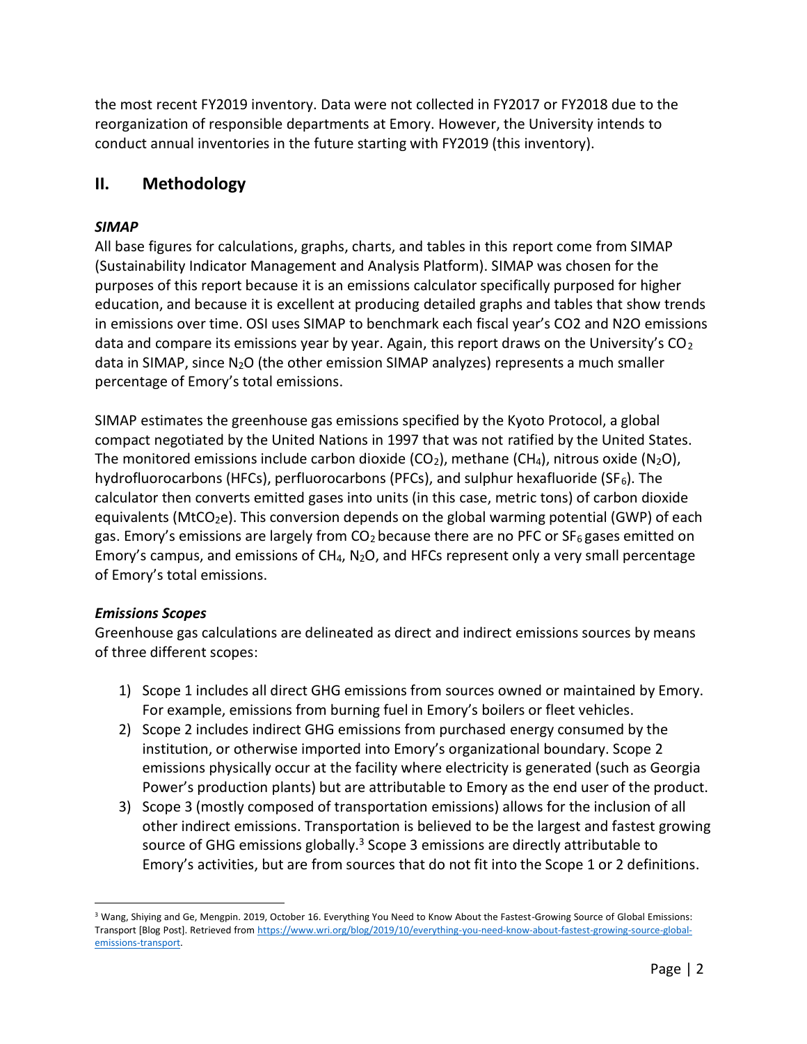the most recent FY2019 inventory. Data were not collected in FY2017 or FY2018 due to the reorganization of responsible departments at Emory. However, the University intends to conduct annual inventories in the future starting with FY2019 (this inventory).

## II. Methodology

### *SIMAP*

All base figures for calculations, graphs, charts, and tables in this report come from SIMAP (Sustainability Indicator Management and Analysis Platform). SIMAP was chosen for the purposes of this report because it is an emissions calculator specifically purposed for higher education, and because it is excellent at producing detailed graphs and tables that show trends in emissions over time. OSI uses SIMAP to benchmark each fiscal year's CO2 and N2O emissions data and compare its emissions year by year. Again, this report draws on the University's $CO_2$ data in SIMAP, since $N_2O$ (the other emission SIMAP analyzes) represents a much smaller percentage of Emory's total emissions.

SIMAP estimates the greenhouse gas emissions specified by the Kyoto Protocol, a global compact negotiated by the United Nations in 1997 that was not ratified by the United States. The monitored emissions include carbon dioxide ($CO_2$), methane ($CH_4$), nitrous oxide ($N_2O$), hydrofluorocarbons (HFCs), perfluorocarbons (PFCs), and sulphur hexafluoride ($SF_6$). The calculator then converts emitted gases into units (in this case, metric tons) of carbon dioxide equivalents ($MtCO_2e$). This conversion depends on the global warming potential (GWP) of each gas. Emory's emissions are largely from $CO_2$ because there are no PFC or $SF_6$ gases emitted on Emory's campus, and emissions of $CH_4$, $N_2O$, and HFCs represent only a very small percentage of Emory's total emissions.

### *Emissions Scopes*

Greenhouse gas calculations are delineated as direct and indirect emissions sources by means of three different scopes:

1) Scope 1 includes all direct GHG emissions from sources owned or maintained by Emory. For example, emissions from burning fuel in Emory's boilers or fleet vehicles.
2) Scope 2 includes indirect GHG emissions from purchased energy consumed by the institution, or otherwise imported into Emory's organizational boundary. Scope 2 emissions physically occur at the facility where electricity is generated (such as Georgia Power's production plants) but are attributable to Emory as the end user of the product.
3) Scope 3 (mostly composed of transportation emissions) allows for the inclusion of all other indirect emissions. Transportation is believed to be the largest and fastest growing source of GHG emissions globally.[3] Scope 3 emissions are directly attributable to Emory's activities, but are from sources that do not fit into the Scope 1 or 2 definitions.

[3] Wang, Shiying and Ge, Mengpin. 2019, October 16. Everything You Need to Know About the Fastest-Growing Source of Global Emissions: Transport [Blog Post]. Retrieved from https://www.wri.org/blog/2019/10/everything-you-need-know-about-fastest-growing-source-global-emissions-transport.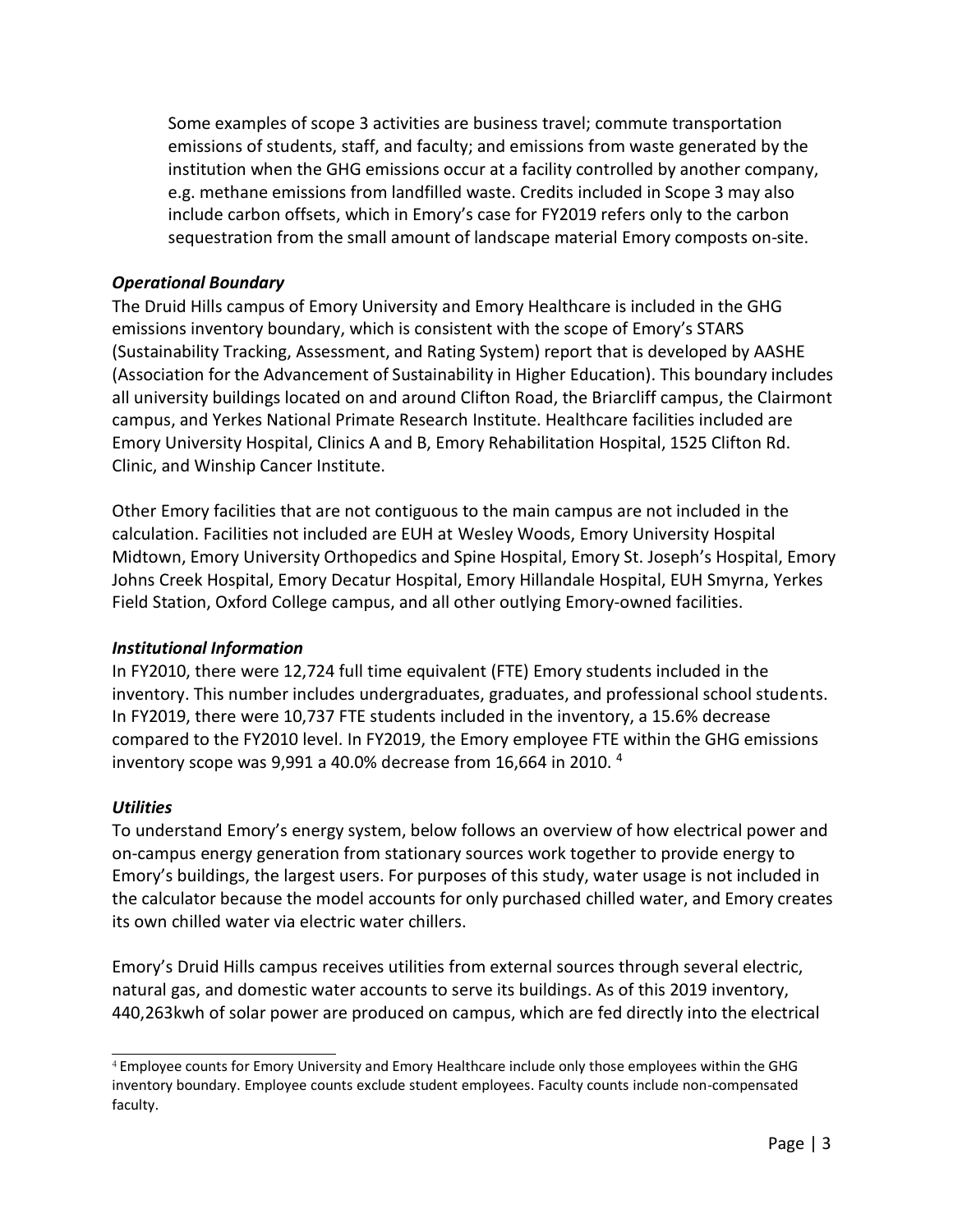Some examples of scope 3 activities are business travel; commute transportation emissions of students, staff, and faculty; and emissions from waste generated by the institution when the GHG emissions occur at a facility controlled by another company, e.g. methane emissions from landfilled waste. Credits included in Scope 3 may also include carbon offsets, which in Emory's case for FY2019 refers only to the carbon sequestration from the small amount of landscape material Emory composts on-site.

### *Operational Boundary*

The Druid Hills campus of Emory University and Emory Healthcare is included in the GHG emissions inventory boundary, which is consistent with the scope of Emory's STARS (Sustainability Tracking, Assessment, and Rating System) report that is developed by AASHE (Association for the Advancement of Sustainability in Higher Education). This boundary includes all university buildings located on and around Clifton Road, the Briarcliff campus, the Clairmont campus, and Yerkes National Primate Research Institute. Healthcare facilities included are Emory University Hospital, Clinics A and B, Emory Rehabilitation Hospital, 1525 Clifton Rd. Clinic, and Winship Cancer Institute.

Other Emory facilities that are not contiguous to the main campus are not included in the calculation. Facilities not included are EUH at Wesley Woods, Emory University Hospital Midtown, Emory University Orthopedics and Spine Hospital, Emory St. Joseph's Hospital, Emory Johns Creek Hospital, Emory Decatur Hospital, Emory Hillandale Hospital, EUH Smyrna, Yerkes Field Station, Oxford College campus, and all other outlying Emory-owned facilities.

### *Institutional Information*

In FY2010, there were 12,724 full time equivalent (FTE) Emory students included in the inventory. This number includes undergraduates, graduates, and professional school students. In FY2019, there were 10,737 FTE students included in the inventory, a 15.6% decrease compared to the FY2010 level. In FY2019, the Emory employee FTE within the GHG emissions inventory scope was 9,991 a 40.0% decrease from 16,664 in 2010. [4]

### *Utilities*

To understand Emory's energy system, below follows an overview of how electrical power and on-campus energy generation from stationary sources work together to provide energy to Emory's buildings, the largest users. For purposes of this study, water usage is not included in the calculator because the model accounts for only purchased chilled water, and Emory creates its own chilled water via electric water chillers.

Emory's Druid Hills campus receives utilities from external sources through several electric, natural gas, and domestic water accounts to serve its buildings. As of this 2019 inventory, 440,263kwh of solar power are produced on campus, which are fed directly into the electrical

[4] Employee counts for Emory University and Emory Healthcare include only those employees within the GHG inventory boundary. Employee counts exclude student employees. Faculty counts include non-compensated faculty.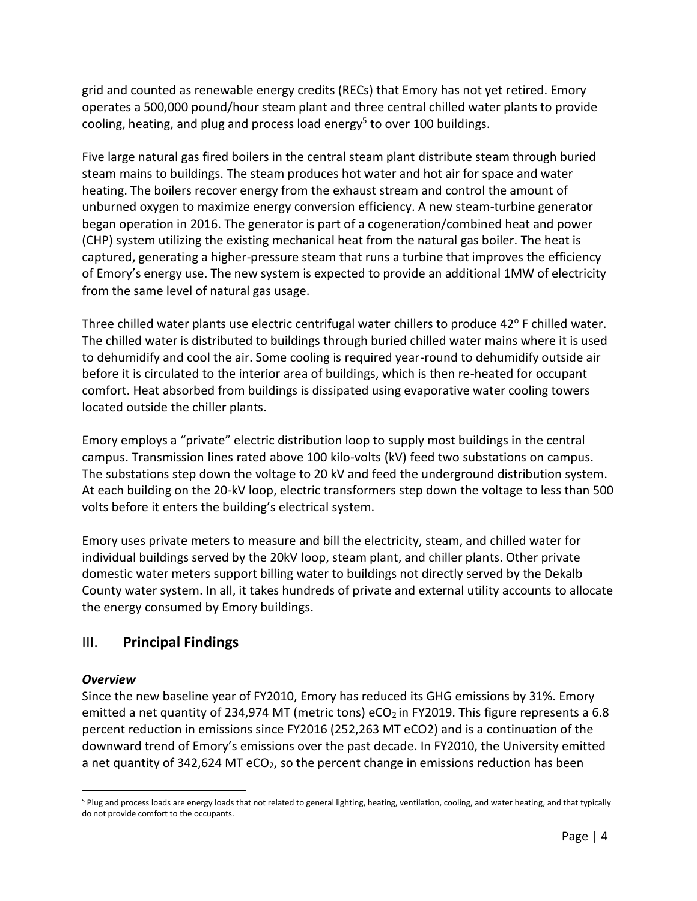grid and counted as renewable energy credits (RECs) that Emory has not yet retired. Emory operates a 500,000 pound/hour steam plant and three central chilled water plants to provide cooling, heating, and plug and process load energy[5] to over 100 buildings.

Five large natural gas fired boilers in the central steam plant distribute steam through buried steam mains to buildings. The steam produces hot water and hot air for space and water heating. The boilers recover energy from the exhaust stream and control the amount of unburned oxygen to maximize energy conversion efficiency. A new steam-turbine generator began operation in 2016. The generator is part of a cogeneration/combined heat and power (CHP) system utilizing the existing mechanical heat from the natural gas boiler. The heat is captured, generating a higher-pressure steam that runs a turbine that improves the efficiency of Emory's energy use. The new system is expected to provide an additional 1MW of electricity from the same level of natural gas usage.

Three chilled water plants use electric centrifugal water chillers to produce 42° F chilled water. The chilled water is distributed to buildings through buried chilled water mains where it is used to dehumidify and cool the air. Some cooling is required year-round to dehumidify outside air before it is circulated to the interior area of buildings, which is then re-heated for occupant comfort. Heat absorbed from buildings is dissipated using evaporative water cooling towers located outside the chiller plants.

Emory employs a "private" electric distribution loop to supply most buildings in the central campus. Transmission lines rated above 100 kilo-volts (kV) feed two substations on campus. The substations step down the voltage to 20 kV and feed the underground distribution system. At each building on the 20-kV loop, electric transformers step down the voltage to less than 500 volts before it enters the building's electrical system.

Emory uses private meters to measure and bill the electricity, steam, and chilled water for individual buildings served by the 20kV loop, steam plant, and chiller plants. Other private domestic water meters support billing water to buildings not directly served by the Dekalb County water system. In all, it takes hundreds of private and external utility accounts to allocate the energy consumed by Emory buildings.

## III. **Principal Findings**

### ***Overview***

Since the new baseline year of FY2010, Emory has reduced its GHG emissions by 31%. Emory emitted a net quantity of 234,974 MT (metric tons) $eCO_2$ in FY2019. This figure represents a 6.8 percent reduction in emissions since FY2016 (252,263 MT eCO2) and is a continuation of the downward trend of Emory's emissions over the past decade. In FY2010, the University emitted a net quantity of 342,624 MT $eCO_2$, so the percent change in emissions reduction has been

---

[5] Plug and process loads are energy loads that not related to general lighting, heating, ventilation, cooling, and water heating, and that typically do not provide comfort to the occupants.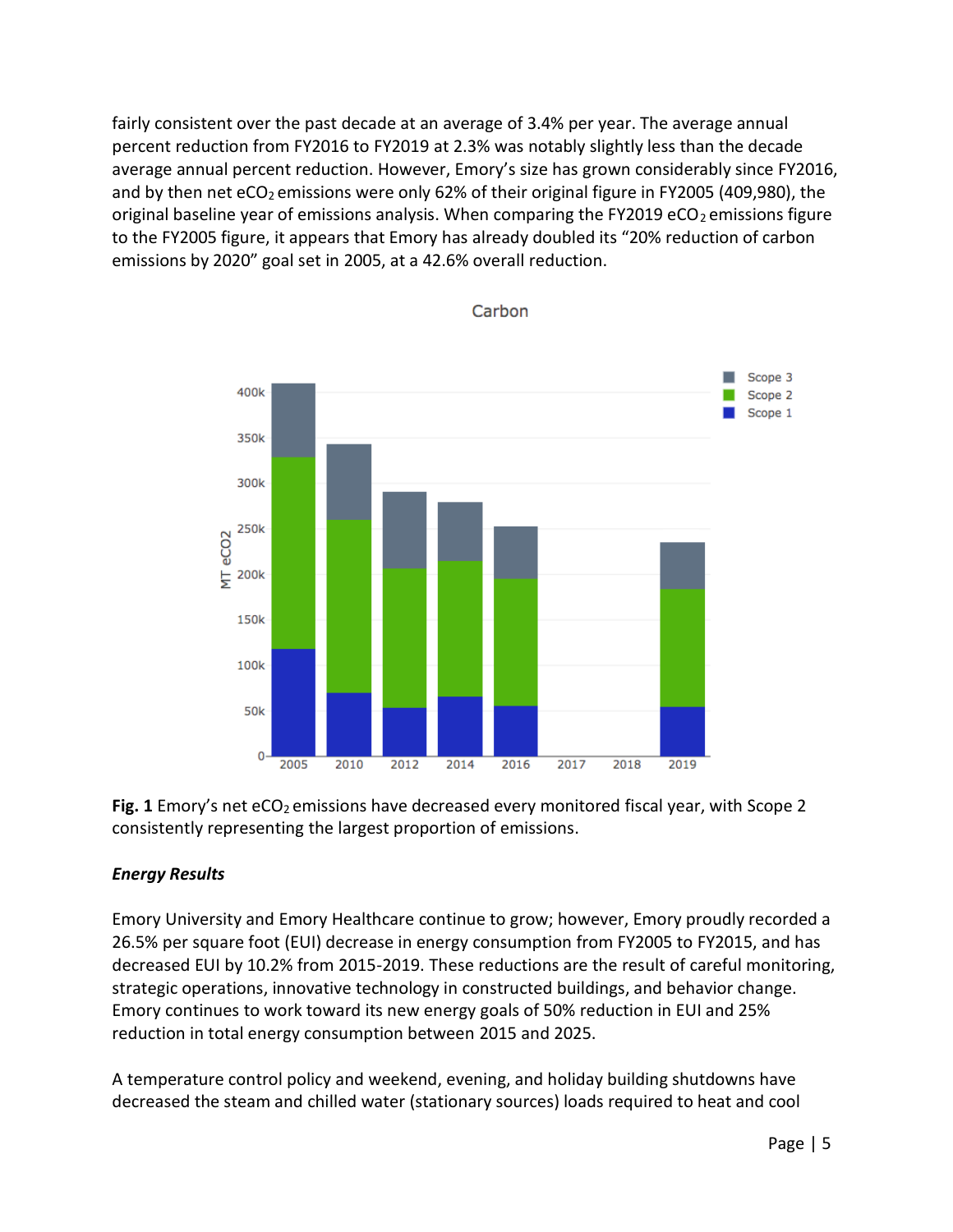fairly consistent over the past decade at an average of 3.4% per year. The average annual percent reduction from FY2016 to FY2019 at 2.3% was notably slightly less than the decade average annual percent reduction. However, Emory's size has grown considerably since FY2016, and by then net $eCO_2$ emissions were only 62% of their original figure in FY2005 (409,980), the original baseline year of emissions analysis. When comparing the FY2019 $eCO_2$ emissions figure to the FY2005 figure, it appears that Emory has already doubled its "20% reduction of carbon emissions by 2020" goal set in 2005, at a 42.6% overall reduction.

**Fig. 1** Emory's net $eCO_2$ emissions have decreased every monitored fiscal year, with Scope 2 consistently representing the largest proportion of emissions.

### *Energy Results*

Emory University and Emory Healthcare continue to grow; however, Emory proudly recorded a 26.5% per square foot (EUI) decrease in energy consumption from FY2005 to FY2015, and has decreased EUI by 10.2% from 2015-2019. These reductions are the result of careful monitoring, strategic operations, innovative technology in constructed buildings, and behavior change. Emory continues to work toward its new energy goals of 50% reduction in EUI and 25% reduction in total energy consumption between 2015 and 2025.

A temperature control policy and weekend, evening, and holiday building shutdowns have decreased the steam and chilled water (stationary sources) loads required to heat and cool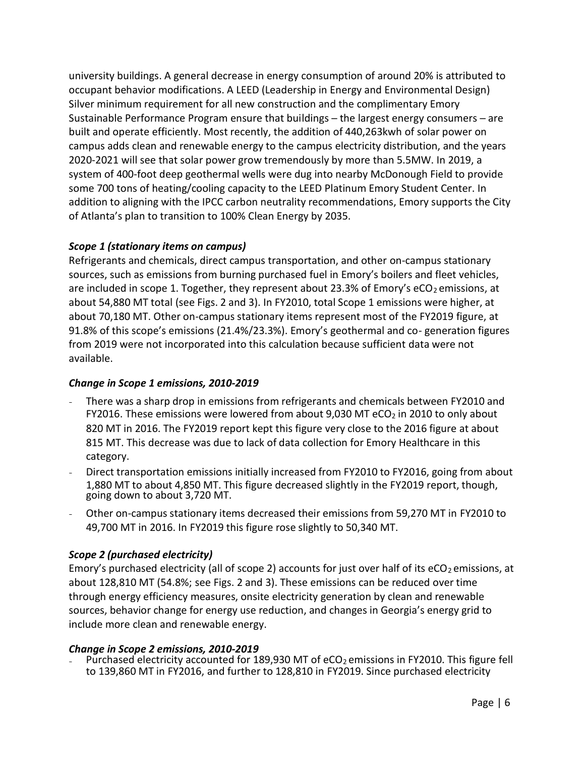university buildings. A general decrease in energy consumption of around 20% is attributed to occupant behavior modifications. A LEED (Leadership in Energy and Environmental Design) Silver minimum requirement for all new construction and the complimentary Emory Sustainable Performance Program ensure that buildings – the largest energy consumers – are built and operate efficiently. Most recently, the addition of 440,263kwh of solar power on campus adds clean and renewable energy to the campus electricity distribution, and the years 2020-2021 will see that solar power grow tremendously by more than 5.5MW. In 2019, a system of 400-foot deep geothermal wells were dug into nearby McDonough Field to provide some 700 tons of heating/cooling capacity to the LEED Platinum Emory Student Center. In addition to aligning with the IPCC carbon neutrality recommendations, Emory supports the City of Atlanta's plan to transition to 100% Clean Energy by 2035.

### *Scope 1 (stationary items on campus)*

Refrigerants and chemicals, direct campus transportation, and other on-campus stationary sources, such as emissions from burning purchased fuel in Emory's boilers and fleet vehicles, are included in scope 1. Together, they represent about 23.3% of Emory's $eCO_2$ emissions, at about 54,880 MT total (see Figs. 2 and 3). In FY2010, total Scope 1 emissions were higher, at about 70,180 MT. Other on-campus stationary items represent most of the FY2019 figure, at 91.8% of this scope's emissions (21.4%/23.3%). Emory's geothermal and co- generation figures from 2019 were not incorporated into this calculation because sufficient data were not available.

### *Change in Scope 1 emissions, 2010-2019*

- There was a sharp drop in emissions from refrigerants and chemicals between FY2010 and FY2016. These emissions were lowered from about 9,030 MT $eCO_2$ in 2010 to only about 820 MT in 2016. The FY2019 report kept this figure very close to the 2016 figure at about 815 MT. This decrease was due to lack of data collection for Emory Healthcare in this category.
- Direct transportation emissions initially increased from FY2010 to FY2016, going from about 1,880 MT to about 4,850 MT. This figure decreased slightly in the FY2019 report, though, going down to about 3,720 MT.
- Other on-campus stationary items decreased their emissions from 59,270 MT in FY2010 to 49,700 MT in 2016. In FY2019 this figure rose slightly to 50,340 MT.

### *Scope 2 (purchased electricity)*

Emory's purchased electricity (all of scope 2) accounts for just over half of its $eCO_2$ emissions, at about 128,810 MT (54.8%; see Figs. 2 and 3). These emissions can be reduced over time through energy efficiency measures, onsite electricity generation by clean and renewable sources, behavior change for energy use reduction, and changes in Georgia's energy grid to include more clean and renewable energy.

### *Change in Scope 2 emissions, 2010-2019*

- Purchased electricity accounted for 189,930 MT of $eCO_2$ emissions in FY2010. This figure fell to 139,860 MT in FY2016, and further to 128,810 in FY2019. Since purchased electricity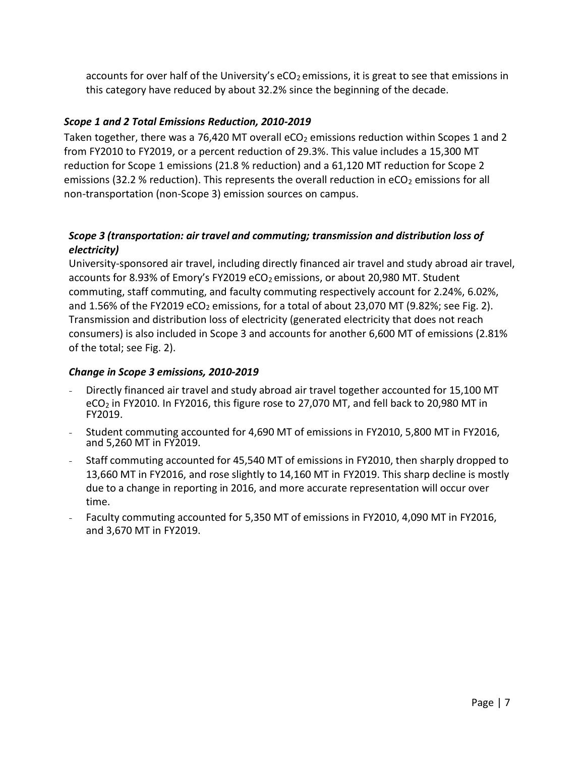accounts for over half of the University's $eCO_2$ emissions, it is great to see that emissions in this category have reduced by about 32.2% since the beginning of the decade.

### *Scope 1 and 2 Total Emissions Reduction, 2010-2019*

Taken together, there was a 76,420 MT overall $eCO_2$ emissions reduction within Scopes 1 and 2 from FY2010 to FY2019, or a percent reduction of 29.3%. This value includes a 15,300 MT reduction for Scope 1 emissions (21.8 % reduction) and a 61,120 MT reduction for Scope 2 emissions (32.2 % reduction). This represents the overall reduction in $eCO_2$ emissions for all non-transportation (non-Scope 3) emission sources on campus.

### *Scope 3 (transportation: air travel and commuting; transmission and distribution loss of electricity)*

University-sponsored air travel, including directly financed air travel and study abroad air travel, accounts for 8.93% of Emory's FY2019 $eCO_2$ emissions, or about 20,980 MT. Student commuting, staff commuting, and faculty commuting respectively account for 2.24%, 6.02%, and 1.56% of the FY2019 $eCO_2$ emissions, for a total of about 23,070 MT (9.82%; see Fig. 2). Transmission and distribution loss of electricity (generated electricity that does not reach consumers) is also included in Scope 3 and accounts for another 6,600 MT of emissions (2.81% of the total; see Fig. 2).

### *Change in Scope 3 emissions, 2010-2019*

- Directly financed air travel and study abroad air travel together accounted for 15,100 MT $eCO_2$ in FY2010. In FY2016, this figure rose to 27,070 MT, and fell back to 20,980 MT in FY2019.
- Student commuting accounted for 4,690 MT of emissions in FY2010, 5,800 MT in FY2016, and 5,260 MT in FY2019.
- Staff commuting accounted for 45,540 MT of emissions in FY2010, then sharply dropped to 13,660 MT in FY2016, and rose slightly to 14,160 MT in FY2019. This sharp decline is mostly due to a change in reporting in 2016, and more accurate representation will occur over time.
- Faculty commuting accounted for 5,350 MT of emissions in FY2010, 4,090 MT in FY2016, and 3,670 MT in FY2019.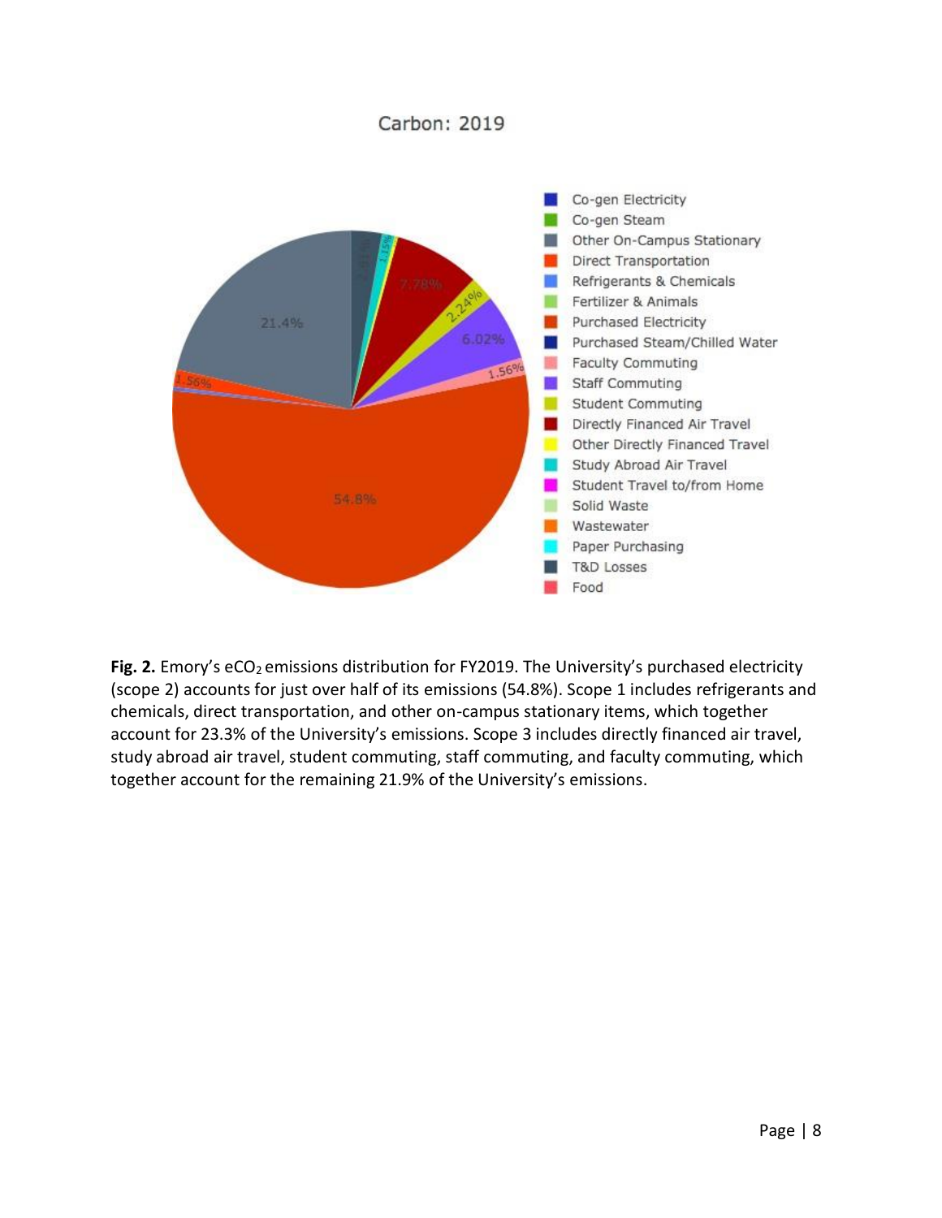Carbon: 2019

- Co-gen Electricity
- Co-gen Steam
- Other On-Campus Stationary
- Direct Transportation
- Refrigerants & Chemicals
- Fertilizer & Animals
- Purchased Electricity
- Purchased Steam/Chilled Water
- Faculty Commuting
- Staff Commuting
- Student Commuting
- Directly Financed Air Travel
- Other Directly Financed Travel
- Study Abroad Air Travel
- Student Travel to/from Home
- Solid Waste
- Wastewater
- Paper Purchasing
- T&D Losses
- Food

**Fig. 2.** Emory's $eCO_2$ emissions distribution for FY2019. The University's purchased electricity (scope 2) accounts for just over half of its emissions (54.8%). Scope 1 includes refrigerants and chemicals, direct transportation, and other on-campus stationary items, which together account for 23.3% of the University's emissions. Scope 3 includes directly financed air travel, study abroad air travel, student commuting, staff commuting, and faculty commuting, which together account for the remaining 21.9% of the University's emissions.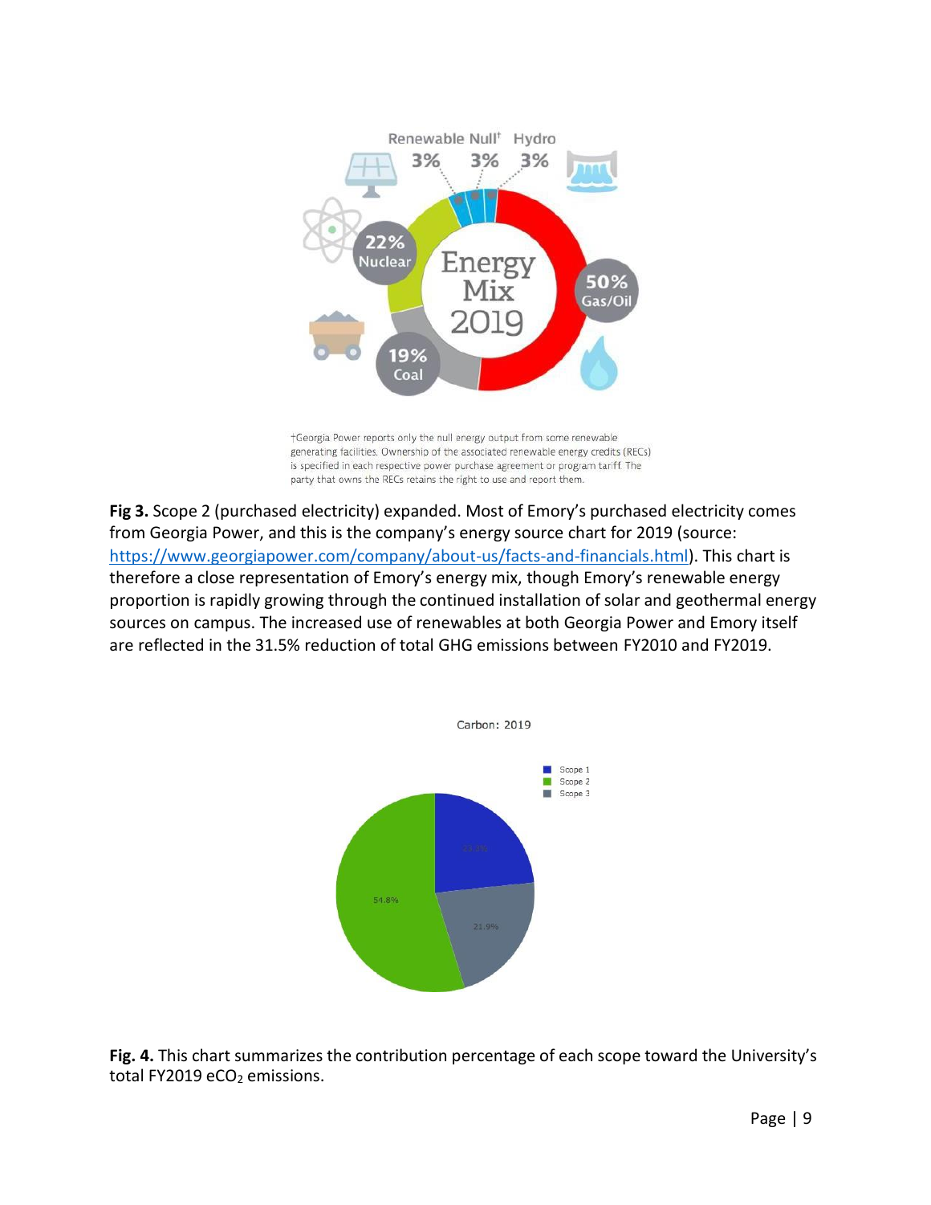†Georgia Power reports only the null energy output from some renewable generating facilities. Ownership of the associated renewable energy credits (RECs) is specified in each respective power purchase agreement or program tariff. The party that owns the RECs retains the right to use and report them.

**Fig 3.** Scope 2 (purchased electricity) expanded. Most of Emory's purchased electricity comes from Georgia Power, and this is the company's energy source chart for 2019 (source: https://www.georgiapower.com/company/about-us/facts-and-financials.html). This chart is therefore a close representation of Emory's energy mix, though Emory's renewable energy proportion is rapidly growing through the continued installation of solar and geothermal energy sources on campus. The increased use of renewables at both Georgia Power and Emory itself are reflected in the 31.5% reduction of total GHG emissions between FY2010 and FY2019.

**Fig. 4.** This chart summarizes the contribution percentage of each scope toward the University's total FY2019 $eCO_2$ emissions.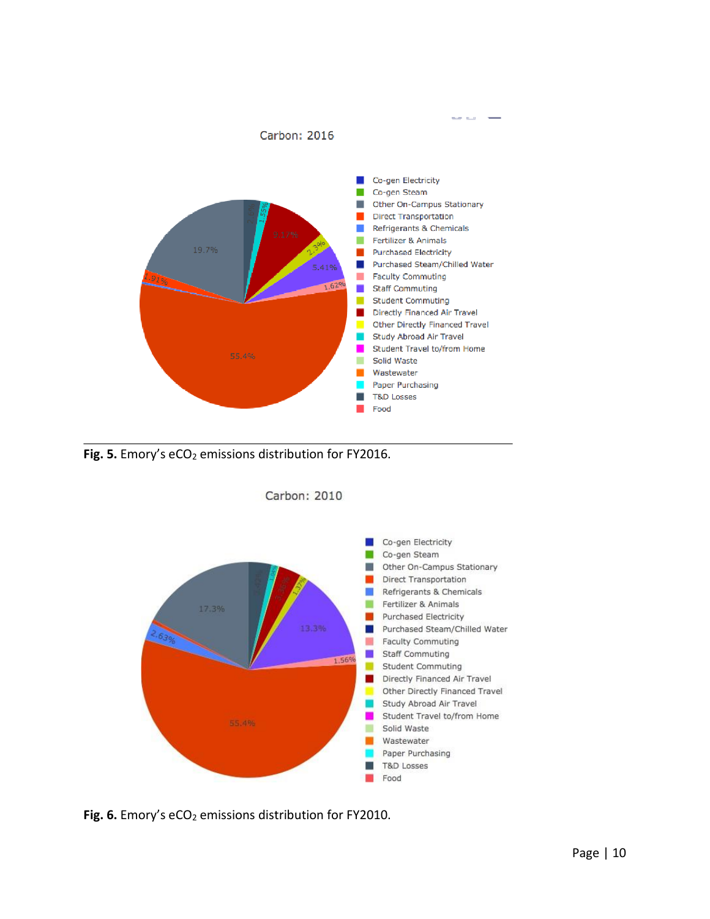Carbon: 2016

Co-gen Electricity
Co-gen Steam
Other On-Campus Stationary
Direct Transportation
Refrigerants & Chemicals
Fertilizer & Animals
Purchased Electricity
Purchased Steam/Chilled Water
Faculty Commuting
Staff Commuting
Student Commuting
Directly Financed Air Travel
Other Directly Financed Travel
Study Abroad Air Travel
Student Travel to/from Home
Solid Waste
Wastewater
Paper Purchasing
T&D Losses
Food

19.7%
1.55%
9.17%
2.3%
5.41%
1.62%
1.91%
55.4%

**Fig. 5.** Emory's $eCO_2$ emissions distribution for FY2016.

Carbon: 2010

Co-gen Electricity
Co-gen Steam
Other On-Campus Stationary
Direct Transportation
Refrigerants & Chemicals
Fertilizer & Animals
Purchased Electricity
Purchased Steam/Chilled Water
Faculty Commuting
Staff Commuting
Student Commuting
Directly Financed Air Travel
Other Directly Financed Travel
Study Abroad Air Travel
Student Travel to/from Home
Solid Waste
Wastewater
Paper Purchasing
T&D Losses
Food

17.3%
13.3%
1.37%
1.56%
2.63%
55.4%

**Fig. 6.** Emory's $eCO_2$ emissions distribution for FY2010.